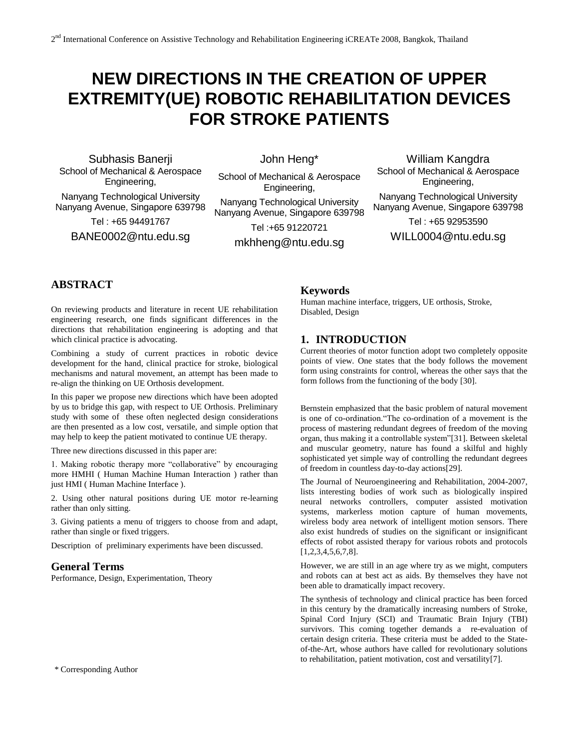# NEW DIRECTIONS IN THE CREATION OF UPPER EXTREMITY(UE) ROBOTIC REHABILITATION DEVICES FOR STROKE PATIENTS

Subhasis Banerji
School of Mechanical & Aerospace Engineering,
Nanyang Technological University
Nanyang Avenue, Singapore 639798
Tel : +65 94491767
BANE0002@ntu.edu.sg

John Heng*
School of Mechanical & Aerospace Engineering,
Nanyang Technological University
Nanyang Avenue, Singapore 639798
Tel :+65 91220721
mkhheng@ntu.edu.sg

William Kangdra
School of Mechanical & Aerospace Engineering,
Nanyang Technological University
Nanyang Avenue, Singapore 639798
Tel : +65 92953590
WILL0004@ntu.edu.sg

## ABSTRACT

On reviewing products and literature in recent UE rehabilitation engineering research, one finds significant differences in the directions that rehabilitation engineering is adopting and that which clinical practice is advocating.

Combining a study of current practices in robotic device development for the hand, clinical practice for stroke, biological mechanisms and natural movement, an attempt has been made to re-align the thinking on UE Orthosis development.

In this paper we propose new directions which have been adopted by us to bridge this gap, with respect to UE Orthosis. Preliminary study with some of these often neglected design considerations are then presented as a low cost, versatile, and simple option that may help to keep the patient motivated to continue UE therapy.

Three new directions discussed in this paper are:

1. Making robotic therapy more "collaborative" by encouraging more HMHI ( Human Machine Human Interaction ) rather than just HMI ( Human Machine Interface ).

2. Using other natural positions during UE motor re-learning rather than only sitting.

3. Giving patients a menu of triggers to choose from and adapt, rather than single or fixed triggers.

Description of preliminary experiments have been discussed.

## General Terms

Performance, Design, Experimentation, Theory

## Keywords

Human machine interface, triggers, UE orthosis, Stroke, Disabled, Design

## 1. INTRODUCTION

Current theories of motor function adopt two completely opposite points of view. One states that the body follows the movement form using constraints for control, whereas the other says that the form follows from the functioning of the body [30].

Bernstein emphasized that the basic problem of natural movement is one of co-ordination."The co-ordination of a movement is the process of mastering redundant degrees of freedom of the moving organ, thus making it a controllable system"[31]. Between skeletal and muscular geometry, nature has found a skilful and highly sophisticated yet simple way of controlling the redundant degrees of freedom in countless day-to-day actions[29].

The Journal of Neuroengineering and Rehabilitation, 2004-2007, lists interesting bodies of work such as biologically inspired neural networks controllers, computer assisted motivation systems, markerless motion capture of human movements, wireless body area network of intelligent motion sensors. There also exist hundreds of studies on the significant or insignificant effects of robot assisted therapy for various robots and protocols [1,2,3,4,5,6,7,8].

However, we are still in an age where try as we might, computers and robots can at best act as aids. By themselves they have not been able to dramatically impact recovery.

The synthesis of technology and clinical practice has been forced in this century by the dramatically increasing numbers of Stroke, Spinal Cord Injury (SCI) and Traumatic Brain Injury (TBI) survivors. This coming together demands a re-evaluation of certain design criteria. These criteria must be added to the State-of-the-Art, whose authors have called for revolutionary solutions to rehabilitation, patient motivation, cost and versatility[7].

\* Corresponding Author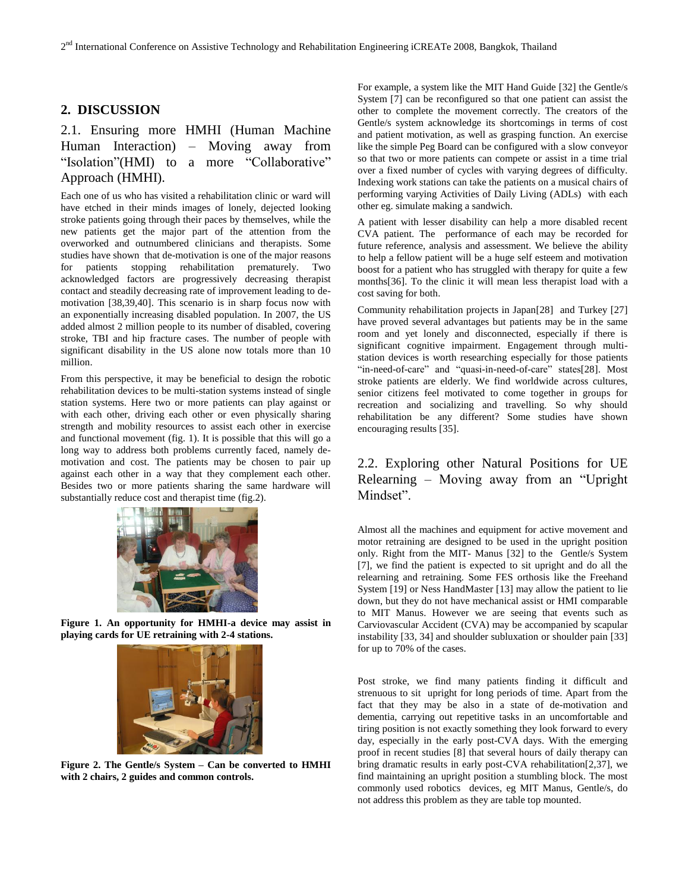## 2. DISCUSSION

### 2.1. Ensuring more HMHI (Human Machine Human Interaction) – Moving away from "Isolation"(HMI) to a more "Collaborative" Approach (HMHI).

Each one of us who has visited a rehabilitation clinic or ward will have etched in their minds images of lonely, dejected looking stroke patients going through their paces by themselves, while the new patients get the major part of the attention from the overworked and outnumbered clinicians and therapists. Some studies have shown that de-motivation is one of the major reasons for patients stopping rehabilitation prematurely. Two acknowledged factors are progressively decreasing therapist contact and steadily decreasing rate of improvement leading to de-motivation [38,39,40]. This scenario is in sharp focus now with an exponentially increasing disabled population. In 2007, the US added almost 2 million people to its number of disabled, covering stroke, TBI and hip fracture cases. The number of people with significant disability in the US alone now totals more than 10 million.

From this perspective, it may be beneficial to design the robotic rehabilitation devices to be multi-station systems instead of single station systems. Here two or more patients can play against or with each other, driving each other or even physically sharing strength and mobility resources to assist each other in exercise and functional movement (fig. 1). It is possible that this will go a long way to address both problems currently faced, namely de-motivation and cost. The patients may be chosen to pair up against each other in a way that they complement each other. Besides two or more patients sharing the same hardware will substantially reduce cost and therapist time (fig.2).

**Figure 1. An opportunity for HMHI-a device may assist in playing cards for UE retraining with 2-4 stations.**

**Figure 2. The Gentle/s System – Can be converted to HMHI with 2 chairs, 2 guides and common controls.**

For example, a system like the MIT Hand Guide [32] the Gentle/s System [7] can be reconfigured so that one patient can assist the other to complete the movement correctly. The creators of the Gentle/s system acknowledge its shortcomings in terms of cost and patient motivation, as well as grasping function. An exercise like the simple Peg Board can be configured with a slow conveyor so that two or more patients can compete or assist in a time trial over a fixed number of cycles with varying degrees of difficulty. Indexing work stations can take the patients on a musical chairs of performing varying Activities of Daily Living (ADLs) with each other eg. simulate making a sandwich.

A patient with lesser disability can help a more disabled recent CVA patient. The performance of each may be recorded for future reference, analysis and assessment. We believe the ability to help a fellow patient will be a huge self esteem and motivation boost for a patient who has struggled with therapy for quite a few months[36]. To the clinic it will mean less therapist load with a cost saving for both.

Community rehabilitation projects in Japan[28] and Turkey [27] have proved several advantages but patients may be in the same room and yet lonely and disconnected, especially if there is significant cognitive impairment. Engagement through multi-station devices is worth researching especially for those patients "in-need-of-care" and "quasi-in-need-of-care" states[28]. Most stroke patients are elderly. We find worldwide across cultures, senior citizens feel motivated to come together in groups for recreation and socializing and travelling. So why should rehabilitation be any different? Some studies have shown encouraging results [35].

### 2.2. Exploring other Natural Positions for UE Relearning – Moving away from an "Upright Mindset".

Almost all the machines and equipment for active movement and motor retraining are designed to be used in the upright position only. Right from the MIT- Manus [32] to the Gentle/s System [7], we find the patient is expected to sit upright and do all the relearning and retraining. Some FES orthosis like the Freehand System [19] or Ness HandMaster [13] may allow the patient to lie down, but they do not have mechanical assist or HMI comparable to MIT Manus. However we are seeing that events such as Carviovascular Accident (CVA) may be accompanied by scapular instability [33, 34] and shoulder subluxation or shoulder pain [33] for up to 70% of the cases.

Post stroke, we find many patients finding it difficult and strenuous to sit upright for long periods of time. Apart from the fact that they may be also in a state of de-motivation and dementia, carrying out repetitive tasks in an uncomfortable and tiring position is not exactly something they look forward to every day, especially in the early post-CVA days. With the emerging proof in recent studies [8] that several hours of daily therapy can bring dramatic results in early post-CVA rehabilitation[2,37], we find maintaining an upright position a stumbling block. The most commonly used robotics devices, eg MIT Manus, Gentle/s, do not address this problem as they are table top mounted.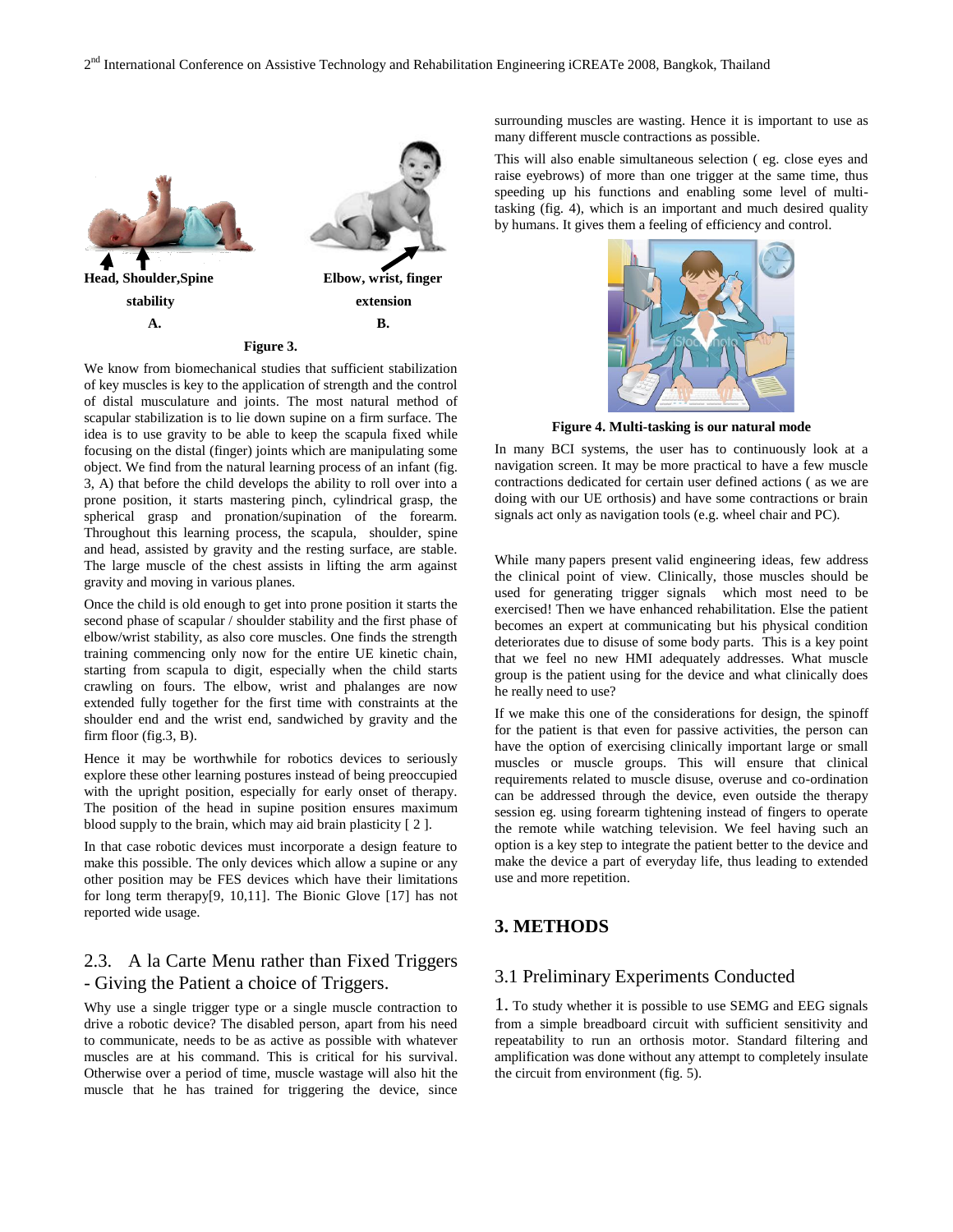Head, Shoulder,Spine stability

A.

Elbow, wrist, finger extension

B.

**Figure 3.**

We know from biomechanical studies that sufficient stabilization of key muscles is key to the application of strength and the control of distal musculature and joints. The most natural method of scapular stabilization is to lie down supine on a firm surface. The idea is to use gravity to be able to keep the scapula fixed while focusing on the distal (finger) joints which are manipulating some object. We find from the natural learning process of an infant (fig. 3, A) that before the child develops the ability to roll over into a prone position, it starts mastering pinch, cylindrical grasp, the spherical grasp and pronation/supination of the forearm. Throughout this learning process, the scapula, shoulder, spine and head, assisted by gravity and the resting surface, are stable. The large muscle of the chest assists in lifting the arm against gravity and moving in various planes.

Once the child is old enough to get into prone position it starts the second phase of scapular / shoulder stability and the first phase of elbow/wrist stability, as also core muscles. One finds the strength training commencing only now for the entire UE kinetic chain, starting from scapula to digit, especially when the child starts crawling on fours. The elbow, wrist and phalanges are now extended fully together for the first time with constraints at the shoulder end and the wrist end, sandwiched by gravity and the firm floor (fig.3, B).

Hence it may be worthwhile for robotics devices to seriously explore these other learning postures instead of being preoccupied with the upright position, especially for early onset of therapy. The position of the head in supine position ensures maximum blood supply to the brain, which may aid brain plasticity [ 2 ].

In that case robotic devices must incorporate a design feature to make this possible. The only devices which allow a supine or any other position may be FES devices which have their limitations for long term therapy[9, 10,11]. The Bionic Glove [17] has not reported wide usage.

## 2.3. A la Carte Menu rather than Fixed Triggers - Giving the Patient a choice of Triggers.

Why use a single trigger type or a single muscle contraction to drive a robotic device? The disabled person, apart from his need to communicate, needs to be as active as possible with whatever muscles are at his command. This is critical for his survival. Otherwise over a period of time, muscle wastage will also hit the muscle that he has trained for triggering the device, since surrounding muscles are wasting. Hence it is important to use as many different muscle contractions as possible.

This will also enable simultaneous selection ( eg. close eyes and raise eyebrows) of more than one trigger at the same time, thus speeding up his functions and enabling some level of multi-tasking (fig. 4), which is an important and much desired quality by humans. It gives them a feeling of efficiency and control.

**Figure 4. Multi-tasking is our natural mode**

In many BCI systems, the user has to continuously look at a navigation screen. It may be more practical to have a few muscle contractions dedicated for certain user defined actions ( as we are doing with our UE orthosis) and have some contractions or brain signals act only as navigation tools (e.g. wheel chair and PC).

While many papers present valid engineering ideas, few address the clinical point of view. Clinically, those muscles should be used for generating trigger signals which most need to be exercised! Then we have enhanced rehabilitation. Else the patient becomes an expert at communicating but his physical condition deteriorates due to disuse of some body parts. This is a key point that we feel no new HMI adequately addresses. What muscle group is the patient using for the device and what clinically does he really need to use?

If we make this one of the considerations for design, the spinoff for the patient is that even for passive activities, the person can have the option of exercising clinically important large or small muscles or muscle groups. This will ensure that clinical requirements related to muscle disuse, overuse and co-ordination can be addressed through the device, even outside the therapy session eg. using forearm tightening instead of fingers to operate the remote while watching television. We feel having such an option is a key step to integrate the patient better to the device and make the device a part of everyday life, thus leading to extended use and more repetition.

# 3. METHODS

## 3.1 Preliminary Experiments Conducted

1. To study whether it is possible to use SEMG and EEG signals from a simple breadboard circuit with sufficient sensitivity and repeatability to run an orthosis motor. Standard filtering and amplification was done without any attempt to completely insulate the circuit from environment (fig. 5).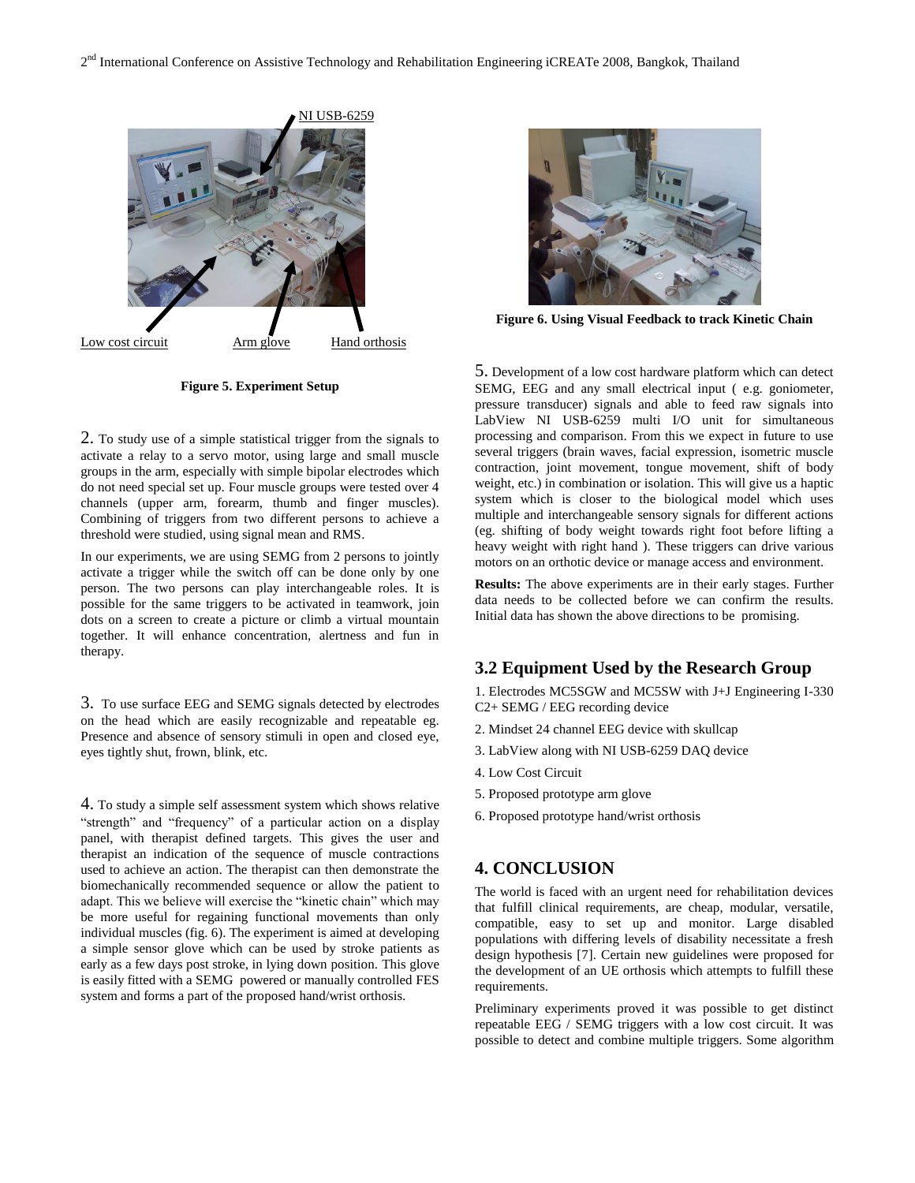Low cost circuit Arm glove Hand orthosis NI USB-6259

**Figure 5. Experiment Setup**

2. To study use of a simple statistical trigger from the signals to activate a relay to a servo motor, using large and small muscle groups in the arm, especially with simple bipolar electrodes which do not need special set up. Four muscle groups were tested over 4 channels (upper arm, forearm, thumb and finger muscles). Combining of triggers from two different persons to achieve a threshold were studied, using signal mean and RMS.

In our experiments, we are using SEMG from 2 persons to jointly activate a trigger while the switch off can be done only by one person. The two persons can play interchangeable roles. It is possible for the same triggers to be activated in teamwork, join dots on a screen to create a picture or climb a virtual mountain together. It will enhance concentration, alertness and fun in therapy.

3. To use surface EEG and SEMG signals detected by electrodes on the head which are easily recognizable and repeatable eg. Presence and absence of sensory stimuli in open and closed eye, eyes tightly shut, frown, blink, etc.

4. To study a simple self assessment system which shows relative "strength" and "frequency" of a particular action on a display panel, with therapist defined targets. This gives the user and therapist an indication of the sequence of muscle contractions used to achieve an action. The therapist can then demonstrate the biomechanically recommended sequence or allow the patient to adapt. This we believe will exercise the "kinetic chain" which may be more useful for regaining functional movements than only individual muscles (fig. 6). The experiment is aimed at developing a simple sensor glove which can be used by stroke patients as early as a few days post stroke, in lying down position. This glove is easily fitted with a SEMG powered or manually controlled FES system and forms a part of the proposed hand/wrist orthosis.

**Figure 6. Using Visual Feedback to track Kinetic Chain**

5. Development of a low cost hardware platform which can detect SEMG, EEG and any small electrical input ( e.g. goniometer, pressure transducer) signals and able to feed raw signals into LabView NI USB-6259 multi I/O unit for simultaneous processing and comparison. From this we expect in future to use several triggers (brain waves, facial expression, isometric muscle contraction, joint movement, tongue movement, shift of body weight, etc.) in combination or isolation. This will give us a haptic system which is closer to the biological model which uses multiple and interchangeable sensory signals for different actions (eg. shifting of body weight towards right foot before lifting a heavy weight with right hand ). These triggers can drive various motors on an orthotic device or manage access and environment.

**Results:** The above experiments are in their early stages. Further data needs to be collected before we can confirm the results. Initial data has shown the above directions to be promising.

## 3.2 Equipment Used by the Research Group

1. Electrodes MC5SGW and MC5SW with J+J Engineering I-330 C2+ SEMG / EEG recording device
2. Mindset 24 channel EEG device with skullcap
3. LabView along with NI USB-6259 DAQ device
4. Low Cost Circuit
5. Proposed prototype arm glove
6. Proposed prototype hand/wrist orthosis

## 4. CONCLUSION

The world is faced with an urgent need for rehabilitation devices that fulfill clinical requirements, are cheap, modular, versatile, compatible, easy to set up and monitor. Large disabled populations with differing levels of disability necessitate a fresh design hypothesis [7]. Certain new guidelines were proposed for the development of an UE orthosis which attempts to fulfill these requirements.

Preliminary experiments proved it was possible to get distinct repeatable EEG / SEMG triggers with a low cost circuit. It was possible to detect and combine multiple triggers. Some algorithm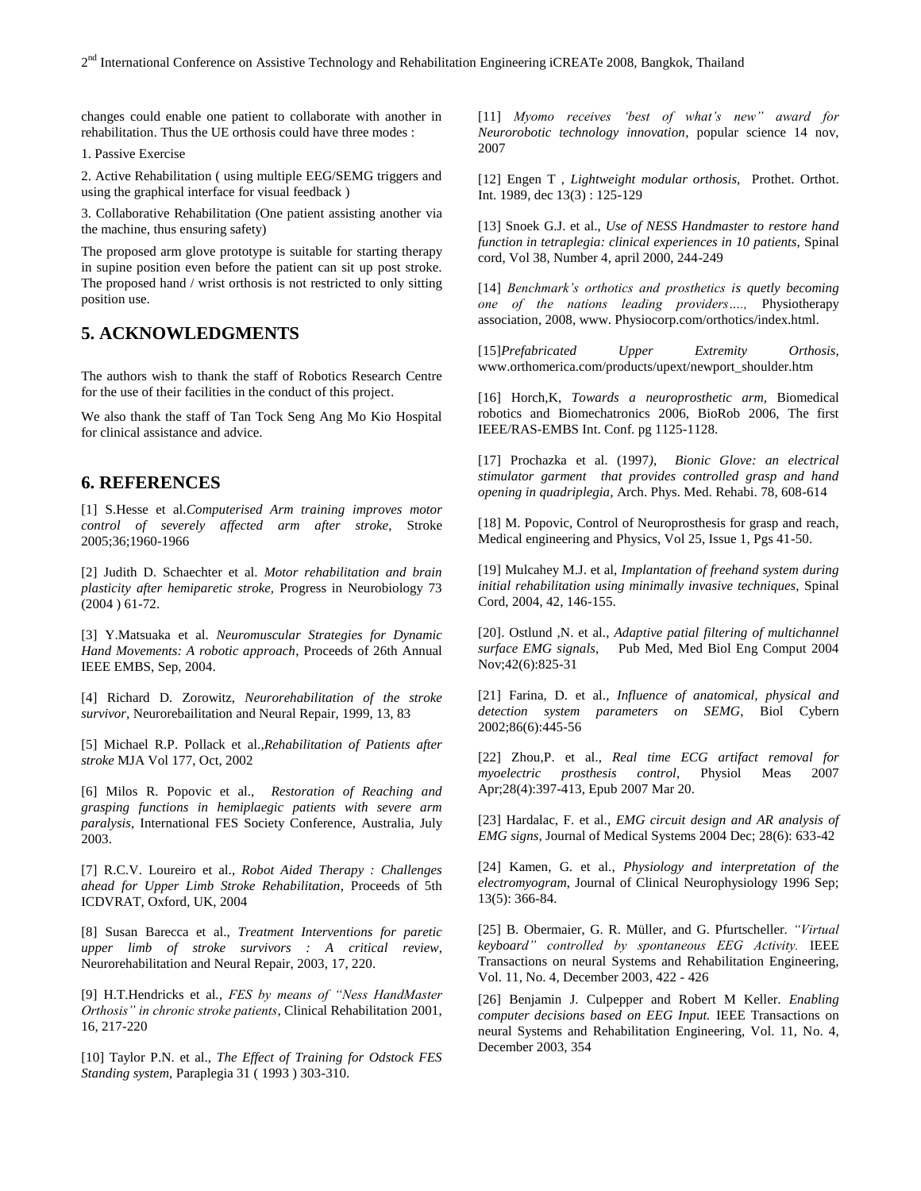changes could enable one patient to collaborate with another in rehabilitation. Thus the UE orthosis could have three modes :

1. Passive Exercise
2. Active Rehabilitation ( using multiple EEG/SEMG triggers and using the graphical interface for visual feedback )
3. Collaborative Rehabilitation (One patient assisting another via the machine, thus ensuring safety)

The proposed arm glove prototype is suitable for starting therapy in supine position even before the patient can sit up post stroke. The proposed hand / wrist orthosis is not restricted to only sitting position use.

## 5. ACKNOWLEDGMENTS

The authors wish to thank the staff of Robotics Research Centre for the use of their facilities in the conduct of this project.

We also thank the staff of Tan Tock Seng Ang Mo Kio Hospital for clinical assistance and advice.

## 6. REFERENCES

[1] S.Hesse et al.*Computerised Arm training improves motor control of severely affected arm after stroke*, Stroke 2005;36;1960-1966

[2] Judith D. Schaechter et al. *Motor rehabilitation and brain plasticity after hemiparetic stroke,* Progress in Neurobiology 73 (2004 ) 61-72.

[3] Y.Matsuaka et al. *Neuromuscular Strategies for Dynamic Hand Movements: A robotic approach*, Proceeds of 26th Annual IEEE EMBS, Sep, 2004.

[4] Richard D. Zorowitz, *Neurorehabilitation of the stroke survivor*, Neurorebailitation and Neural Repair, 1999, 13, 83

[5] Michael R.P. Pollack et al.,*Rehabilitation of Patients after stroke* MJA Vol 177, Oct, 2002

[6] Milos R. Popovic et al., *Restoration of Reaching and grasping functions in hemiplaegic patients with severe arm paralysis*, International FES Society Conference, Australia, July 2003.

[7] R.C.V. Loureiro et al., *Robot Aided Therapy : Challenges ahead for Upper Limb Stroke Rehabilitation*, Proceeds of 5th ICDVRAT, Oxford, UK, 2004

[8] Susan Barecca et al., *Treatment Interventions for paretic upper limb of stroke survivors : A critical review*, Neurorehabilitation and Neural Repair, 2003, 17, 220.

[9] H.T.Hendricks et al*., FES by means of "Ness HandMaster Orthosis" in chronic stroke patients*, Clinical Rehabilitation 2001, 16, 217-220

[10] Taylor P.N. et al., *The Effect of Training for Odstock FES Standing system*, Paraplegia 31 ( 1993 ) 303-310.

[11] *Myomo receives 'best of what's new" award for Neurorobotic technology innovation*, popular science 14 nov, 2007

[12] Engen T , *Lightweight modular orthosis*, Prothet. Orthot. Int. 1989, dec 13(3) : 125-129

[13] Snoek G.J. et al., *Use of NESS Handmaster to restore hand function in tetraplegia: clinical experiences in 10 patients,* Spinal cord, Vol 38, Number 4, april 2000, 244-249

[14] *Benchmark's orthotics and prosthetics is quetly becoming one of the nations leading providers….,* Physiotherapy association, 2008, www. Physiocorp.com/orthotics/index.html.

[15]*Prefabricated Upper Extremity Orthosis,* www.orthomerica.com/products/upext/newport_shoulder.htm

[16] Horch,K, *Towards a neuroprosthetic arm*, Biomedical robotics and Biomechatronics 2006, BioRob 2006, The first IEEE/RAS-EMBS Int. Conf. pg 1125-1128.

[17] Prochazka et al. (1997*), Bionic Glove: an electrical stimulator garment that provides controlled grasp and hand opening in quadriplegia*, Arch. Phys. Med. Rehabi. 78, 608-614

[18] M. Popovic, Control of Neuroprosthesis for grasp and reach, Medical engineering and Physics, Vol 25, Issue 1, Pgs 41-50.

[19] Mulcahey M.J. et al, *Implantation of freehand system during initial rehabilitation using minimally invasive techniques,* Spinal Cord, 2004, 42, 146-155.

[20]. Ostlund ,N. et al., *Adaptive patial filtering of multichannel surface EMG signals*, Pub Med, Med Biol Eng Comput 2004 Nov;42(6):825-31

[21] Farina, D. et al., *Influence of anatomical, physical and detection system parameters on SEMG*, Biol Cybern 2002;86(6):445-56

[22] Zhou,P. et al., *Real time ECG artifact removal for myoelectric prosthesis control*, Physiol Meas 2007 Apr;28(4):397-413, Epub 2007 Mar 20.

[23] Hardalac, F. et al., *EMG circuit design and AR analysis of EMG signs,* Journal of Medical Systems 2004 Dec; 28(6): 633-42

[24] Kamen, G. et al., *Physiology and interpretation of the electromyogram*, Journal of Clinical Neurophysiology 1996 Sep; 13(5): 366-84.

[25] B. Obermaier, G. R. Müller, and G. Pfurtscheller. *"Virtual keyboard" controlled by spontaneous EEG Activity.* IEEE Transactions on neural Systems and Rehabilitation Engineering, Vol. 11, No. 4, December 2003, 422 - 426

[26] Benjamin J. Culpepper and Robert M Keller. *Enabling computer decisions based on EEG Input.* IEEE Transactions on neural Systems and Rehabilitation Engineering, Vol. 11, No. 4, December 2003, 354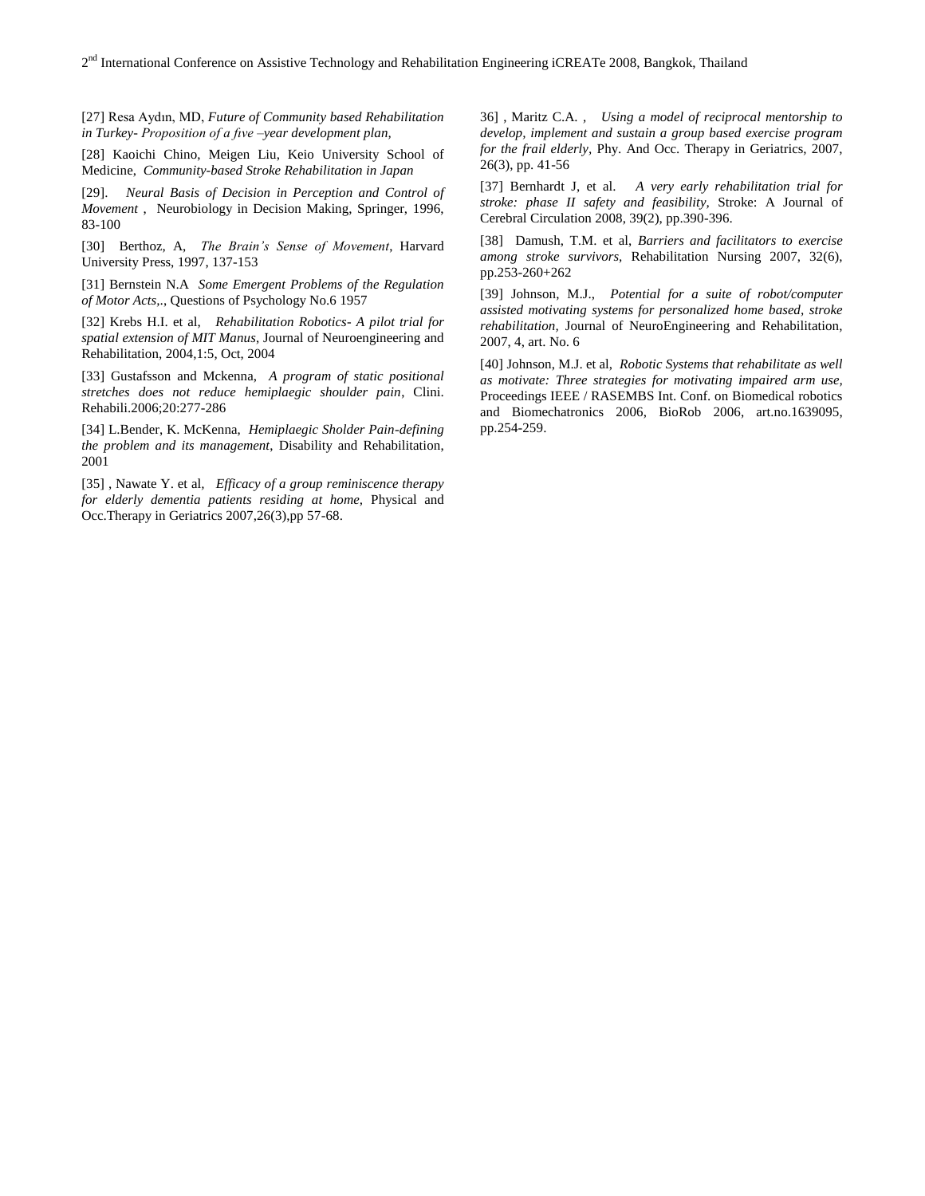[27] Resa Aydın, MD, *Future of Community based Rehabilitation in Turkey- Proposition of a five –year development plan,*

[28] Kaoichi Chino, Meigen Liu, Keio University School of Medicine, *Community-based Stroke Rehabilitation in Japan*

[29]. *Neural Basis of Decision in Perception and Control of Movement* , Neurobiology in Decision Making, Springer, 1996, 83-100

[30] Berthoz, A, *The Brain's Sense of Movement*, Harvard University Press, 1997, 137-153

[31] Bernstein N.A *Some Emergent Problems of the Regulation of Motor Acts*,., Questions of Psychology No.6 1957

[32] Krebs H.I. et al, *Rehabilitation Robotics- A pilot trial for spatial extension of MIT Manus*, Journal of Neuroengineering and Rehabilitation, 2004,1:5, Oct, 2004

[33] Gustafsson and Mckenna, *A program of static positional stretches does not reduce hemiplaegic shoulder pain*, Clini. Rehabili.2006;20:277-286

[34] L.Bender, K. McKenna, *Hemiplaegic Sholder Pain-defining the problem and its management*, Disability and Rehabilitation, 2001

[35] , Nawate Y. et al, *Efficacy of a group reminiscence therapy for elderly dementia patients residing at home,* Physical and Occ.Therapy in Geriatrics 2007,26(3),pp 57-68.

36] , Maritz C.A. , *Using a model of reciprocal mentorship to develop, implement and sustain a group based exercise program for the frail elderly*, Phy. And Occ. Therapy in Geriatrics, 2007, 26(3), pp. 41-56

[37] Bernhardt J, et al. *A very early rehabilitation trial for stroke: phase II safety and feasibility,* Stroke: A Journal of Cerebral Circulation 2008, 39(2), pp.390-396.

[38] Damush, T.M. et al, *Barriers and facilitators to exercise among stroke survivors,* Rehabilitation Nursing 2007, 32(6), pp.253-260+262

[39] Johnson, M.J., *Potential for a suite of robot/computer assisted motivating systems for personalized home based, stroke rehabilitation,* Journal of NeuroEngineering and Rehabilitation, 2007, 4, art. No. 6

[40] Johnson, M.J. et al, *Robotic Systems that rehabilitate as well as motivate: Three strategies for motivating impaired arm use,* Proceedings IEEE / RASEMBS Int. Conf. on Biomedical robotics and Biomechatronics 2006, BioRob 2006, art.no.1639095, pp.254-259.